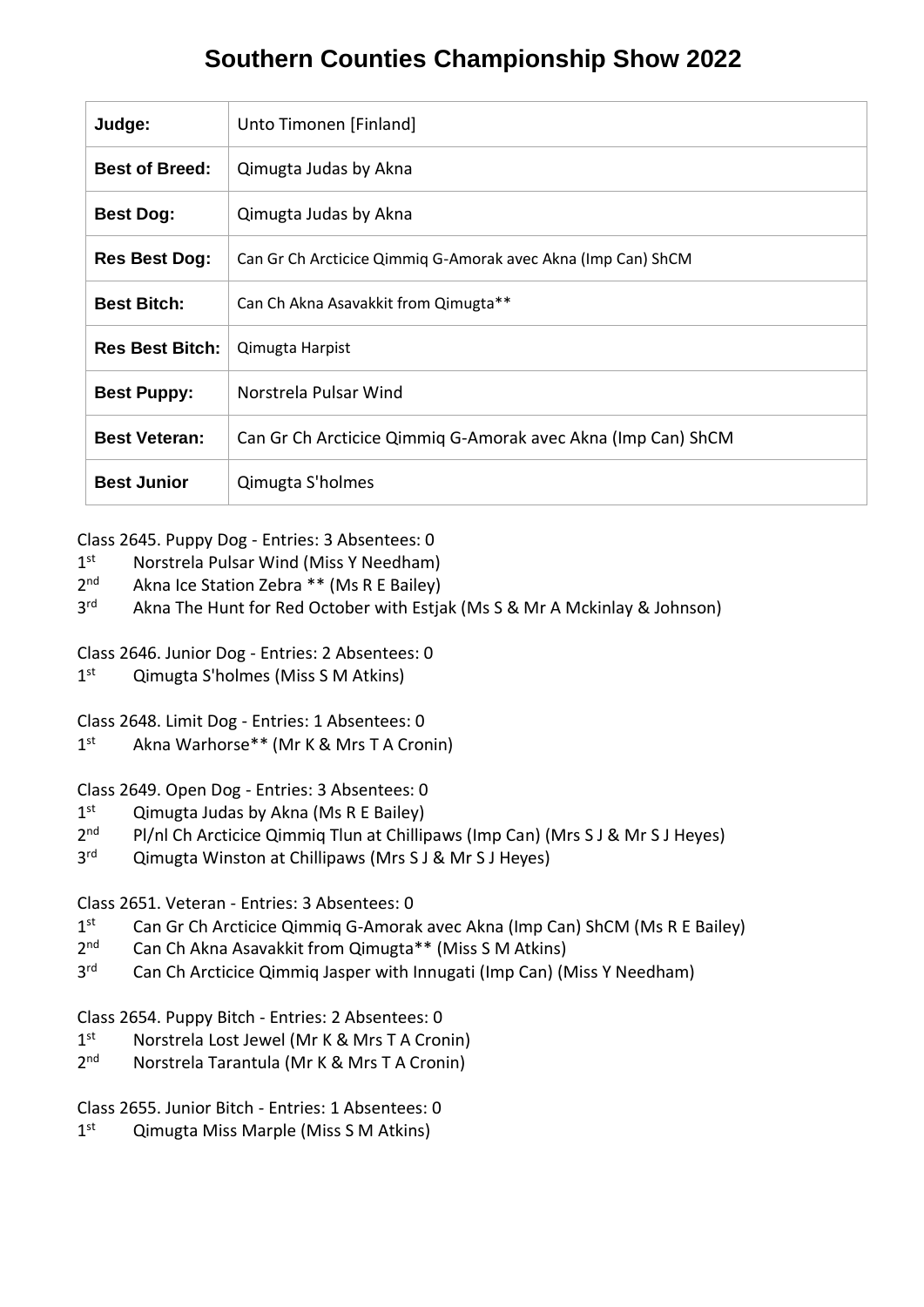# Southern Counties Championship Show 2022

| | |
|---|---|
| **Judge:** | Unto Timonen [Finland] |
| **Best of Breed:** | Qimugta Judas by Akna |
| **Best Dog:** | Qimugta Judas by Akna |
| **Res Best Dog:** | Can Gr Ch Arcticice Qimmiq G-Amorak avec Akna (Imp Can) ShCM |
| **Best Bitch:** | Can Ch Akna Asavakkit from Qimugta** |
| **Res Best Bitch:** | Qimugta Harpist |
| **Best Puppy:** | Norstrela Pulsar Wind |
| **Best Veteran:** | Can Gr Ch Arcticice Qimmiq G-Amorak avec Akna (Imp Can) ShCM |
| **Best Junior** | Qimugta S'holmes |

Class 2645. Puppy Dog - Entries: 3 Absentees: 0
1st Norstrela Pulsar Wind (Miss Y Needham)
2nd Akna Ice Station Zebra ** (Ms R E Bailey)
3rd Akna The Hunt for Red October with Estjak (Ms S & Mr A Mckinlay & Johnson)

Class 2646. Junior Dog - Entries: 2 Absentees: 0
1st Qimugta S'holmes (Miss S M Atkins)

Class 2648. Limit Dog - Entries: 1 Absentees: 0
1st Akna Warhorse** (Mr K & Mrs T A Cronin)

Class 2649. Open Dog - Entries: 3 Absentees: 0
1st Qimugta Judas by Akna (Ms R E Bailey)
2nd Pl/nl Ch Arcticice Qimmiq Tlun at Chillipaws (Imp Can) (Mrs S J & Mr S J Heyes)
3rd Qimugta Winston at Chillipaws (Mrs S J & Mr S J Heyes)

Class 2651. Veteran - Entries: 3 Absentees: 0
1st Can Gr Ch Arcticice Qimmiq G-Amorak avec Akna (Imp Can) ShCM (Ms R E Bailey)
2nd Can Ch Akna Asavakkit from Qimugta** (Miss S M Atkins)
3rd Can Ch Arcticice Qimmiq Jasper with Innugati (Imp Can) (Miss Y Needham)

Class 2654. Puppy Bitch - Entries: 2 Absentees: 0
1st Norstrela Lost Jewel (Mr K & Mrs T A Cronin)
2nd Norstrela Tarantula (Mr K & Mrs T A Cronin)

Class 2655. Junior Bitch - Entries: 1 Absentees: 0
1st Qimugta Miss Marple (Miss S M Atkins)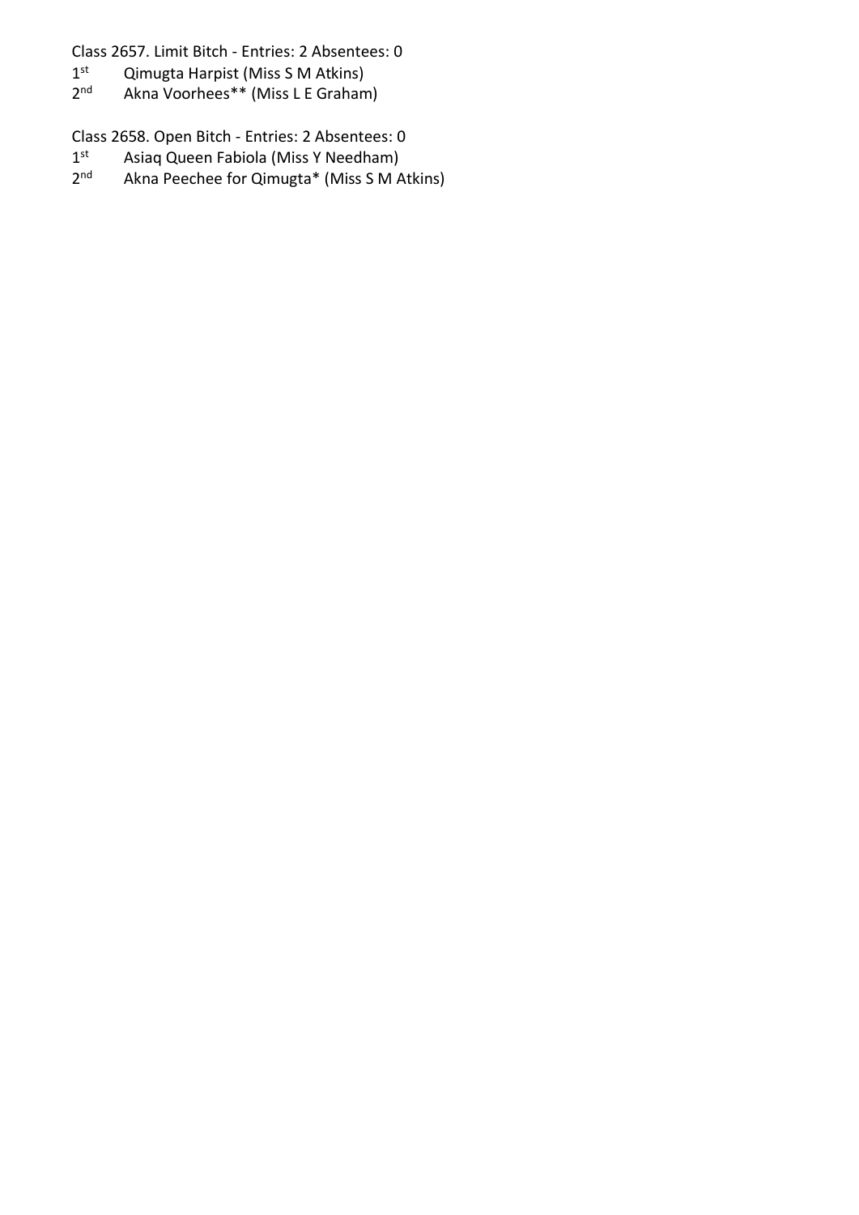Class 2657. Limit Bitch - Entries: 2 Absentees: 0

1st Qimugta Harpist (Miss S M Atkins)

2nd Akna Voorhees** (Miss L E Graham)

Class 2658. Open Bitch - Entries: 2 Absentees: 0

1st Asiaq Queen Fabiola (Miss Y Needham)

2nd Akna Peechee for Qimugta* (Miss S M Atkins)